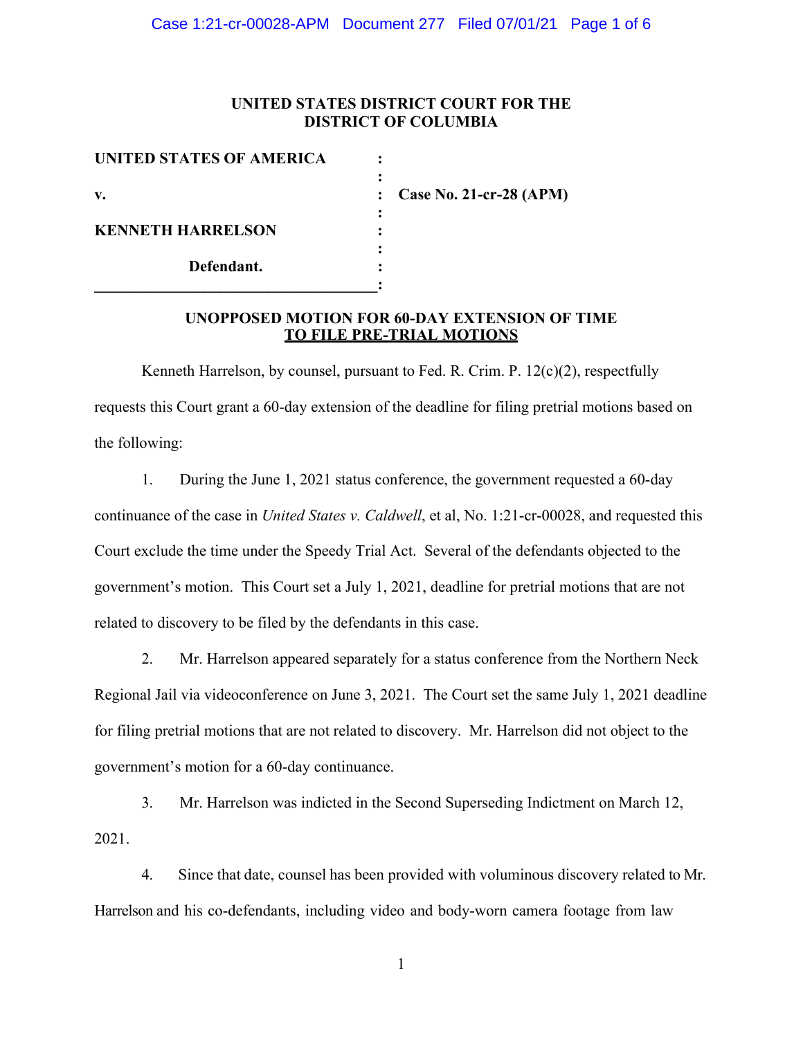**UNITED STATES DISTRICT COURT FOR THE DISTRICT OF COLUMBIA**

| | | |
|---|---|---|
| **UNITED STATES OF AMERICA** | : | |
| | : | |
| **v.** | : | **Case No. 21-cr-28 (APM)** |
| | : | |
| **KENNETH HARRELSON** | : | |
| | : | |
| **Defendant.** | : | |

**UNOPPOSED MOTION FOR 60-DAY EXTENSION OF TIME TO FILE PRE-TRIAL MOTIONS**

Kenneth Harrelson, by counsel, pursuant to Fed. R. Crim. P. 12(c)(2), respectfully requests this Court grant a 60-day extension of the deadline for filing pretrial motions based on the following:

1. During the June 1, 2021 status conference, the government requested a 60-day continuance of the case in *United States v. Caldwell*, et al, No. 1:21-cr-00028, and requested this Court exclude the time under the Speedy Trial Act. Several of the defendants objected to the government's motion. This Court set a July 1, 2021, deadline for pretrial motions that are not related to discovery to be filed by the defendants in this case.

2. Mr. Harrelson appeared separately for a status conference from the Northern Neck Regional Jail via videoconference on June 3, 2021. The Court set the same July 1, 2021 deadline for filing pretrial motions that are not related to discovery. Mr. Harrelson did not object to the government's motion for a 60-day continuance.

3. Mr. Harrelson was indicted in the Second Superseding Indictment on March 12, 2021.

4. Since that date, counsel has been provided with voluminous discovery related to Mr. Harrelson and his co-defendants, including video and body-worn camera footage from law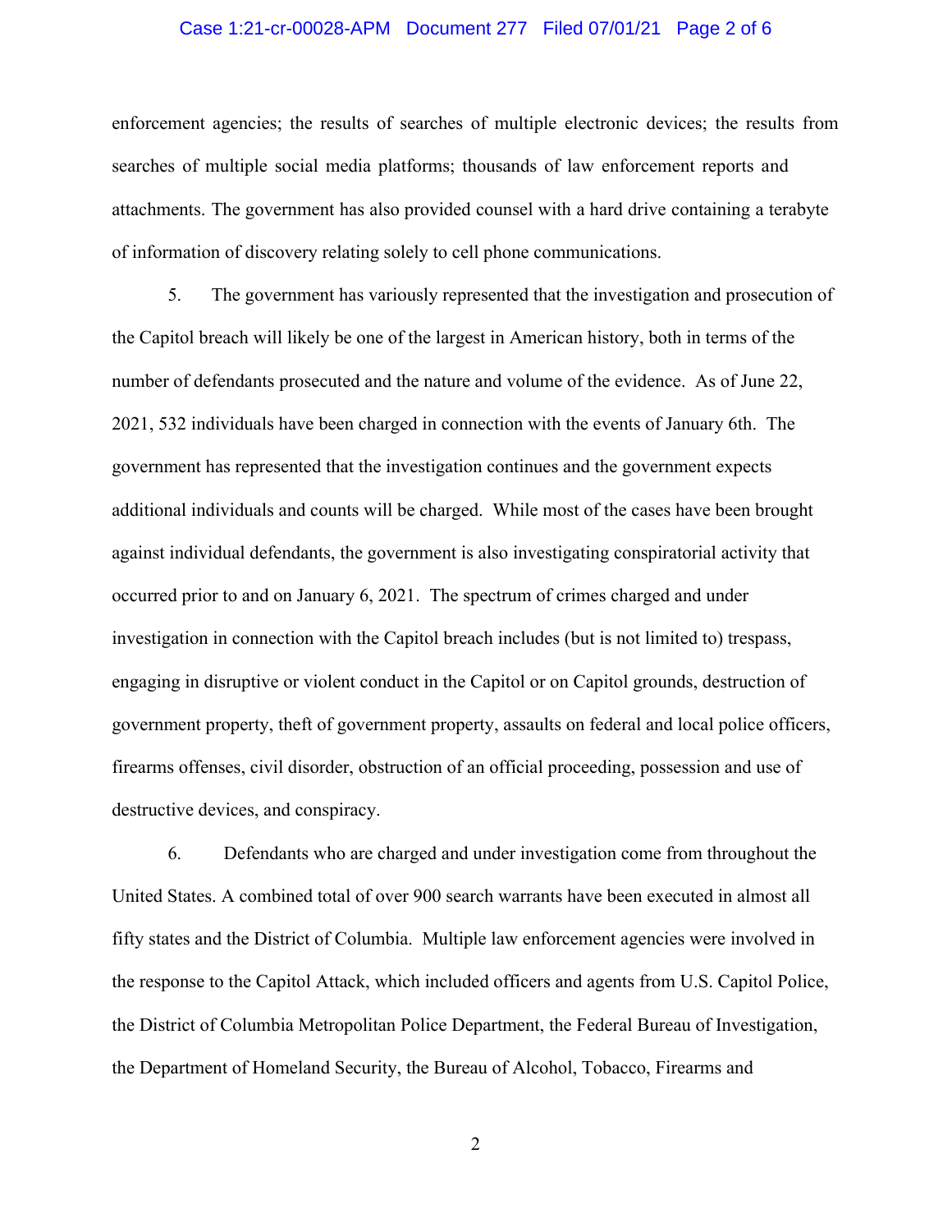enforcement agencies; the results of searches of multiple electronic devices; the results from searches of multiple social media platforms; thousands of law enforcement reports and attachments. The government has also provided counsel with a hard drive containing a terabyte of information of discovery relating solely to cell phone communications.

5. The government has variously represented that the investigation and prosecution of the Capitol breach will likely be one of the largest in American history, both in terms of the number of defendants prosecuted and the nature and volume of the evidence. As of June 22, 2021, 532 individuals have been charged in connection with the events of January 6th. The government has represented that the investigation continues and the government expects additional individuals and counts will be charged. While most of the cases have been brought against individual defendants, the government is also investigating conspiratorial activity that occurred prior to and on January 6, 2021. The spectrum of crimes charged and under investigation in connection with the Capitol breach includes (but is not limited to) trespass, engaging in disruptive or violent conduct in the Capitol or on Capitol grounds, destruction of government property, theft of government property, assaults on federal and local police officers, firearms offenses, civil disorder, obstruction of an official proceeding, possession and use of destructive devices, and conspiracy.

6. Defendants who are charged and under investigation come from throughout the United States. A combined total of over 900 search warrants have been executed in almost all fifty states and the District of Columbia. Multiple law enforcement agencies were involved in the response to the Capitol Attack, which included officers and agents from U.S. Capitol Police, the District of Columbia Metropolitan Police Department, the Federal Bureau of Investigation, the Department of Homeland Security, the Bureau of Alcohol, Tobacco, Firearms and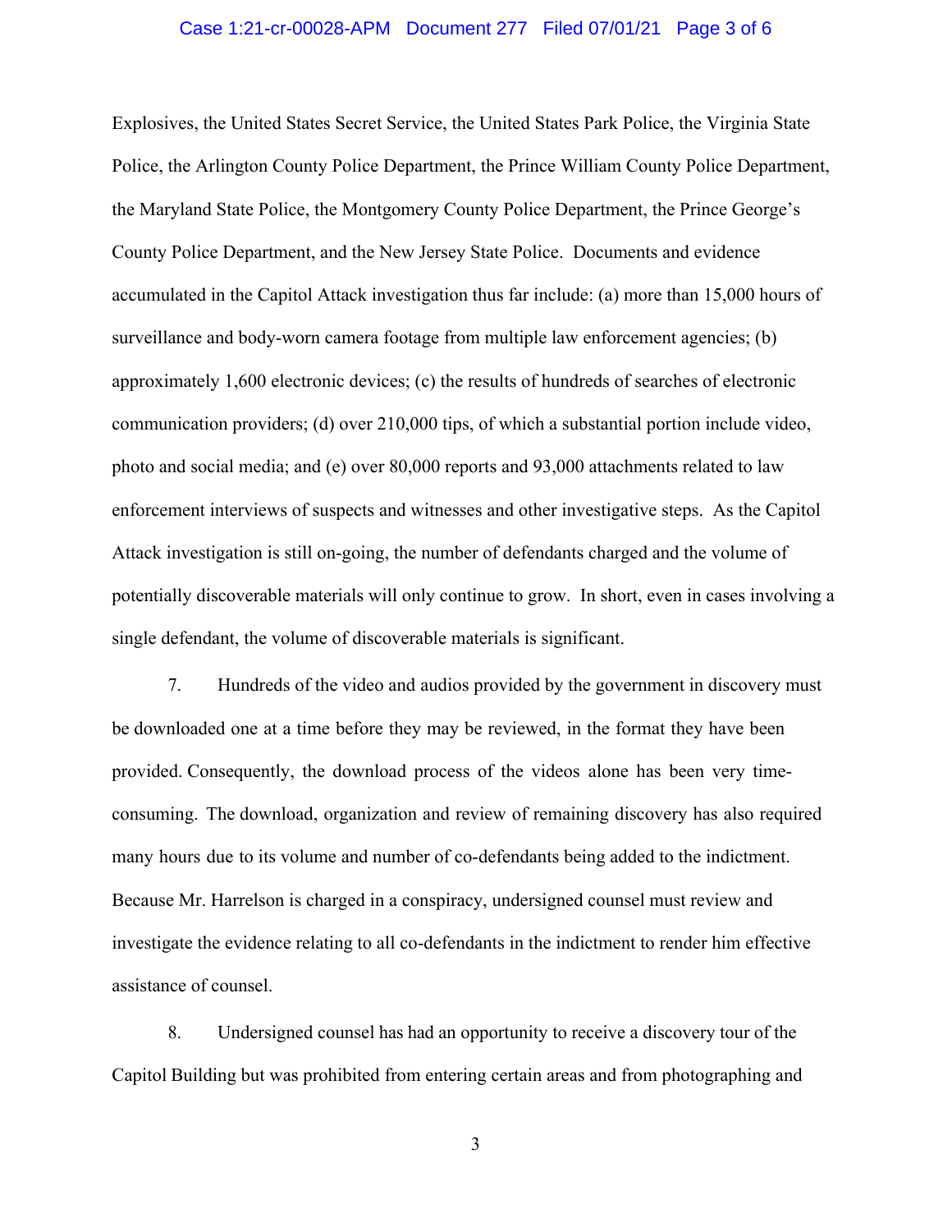Explosives, the United States Secret Service, the United States Park Police, the Virginia State Police, the Arlington County Police Department, the Prince William County Police Department, the Maryland State Police, the Montgomery County Police Department, the Prince George's County Police Department, and the New Jersey State Police. Documents and evidence accumulated in the Capitol Attack investigation thus far include: (a) more than 15,000 hours of surveillance and body-worn camera footage from multiple law enforcement agencies; (b) approximately 1,600 electronic devices; (c) the results of hundreds of searches of electronic communication providers; (d) over 210,000 tips, of which a substantial portion include video, photo and social media; and (e) over 80,000 reports and 93,000 attachments related to law enforcement interviews of suspects and witnesses and other investigative steps. As the Capitol Attack investigation is still on-going, the number of defendants charged and the volume of potentially discoverable materials will only continue to grow. In short, even in cases involving a single defendant, the volume of discoverable materials is significant.

7. Hundreds of the video and audios provided by the government in discovery must be downloaded one at a time before they may be reviewed, in the format they have been provided. Consequently, the download process of the videos alone has been very time-consuming. The download, organization and review of remaining discovery has also required many hours due to its volume and number of co-defendants being added to the indictment. Because Mr. Harrelson is charged in a conspiracy, undersigned counsel must review and investigate the evidence relating to all co-defendants in the indictment to render him effective assistance of counsel.

8. Undersigned counsel has had an opportunity to receive a discovery tour of the Capitol Building but was prohibited from entering certain areas and from photographing and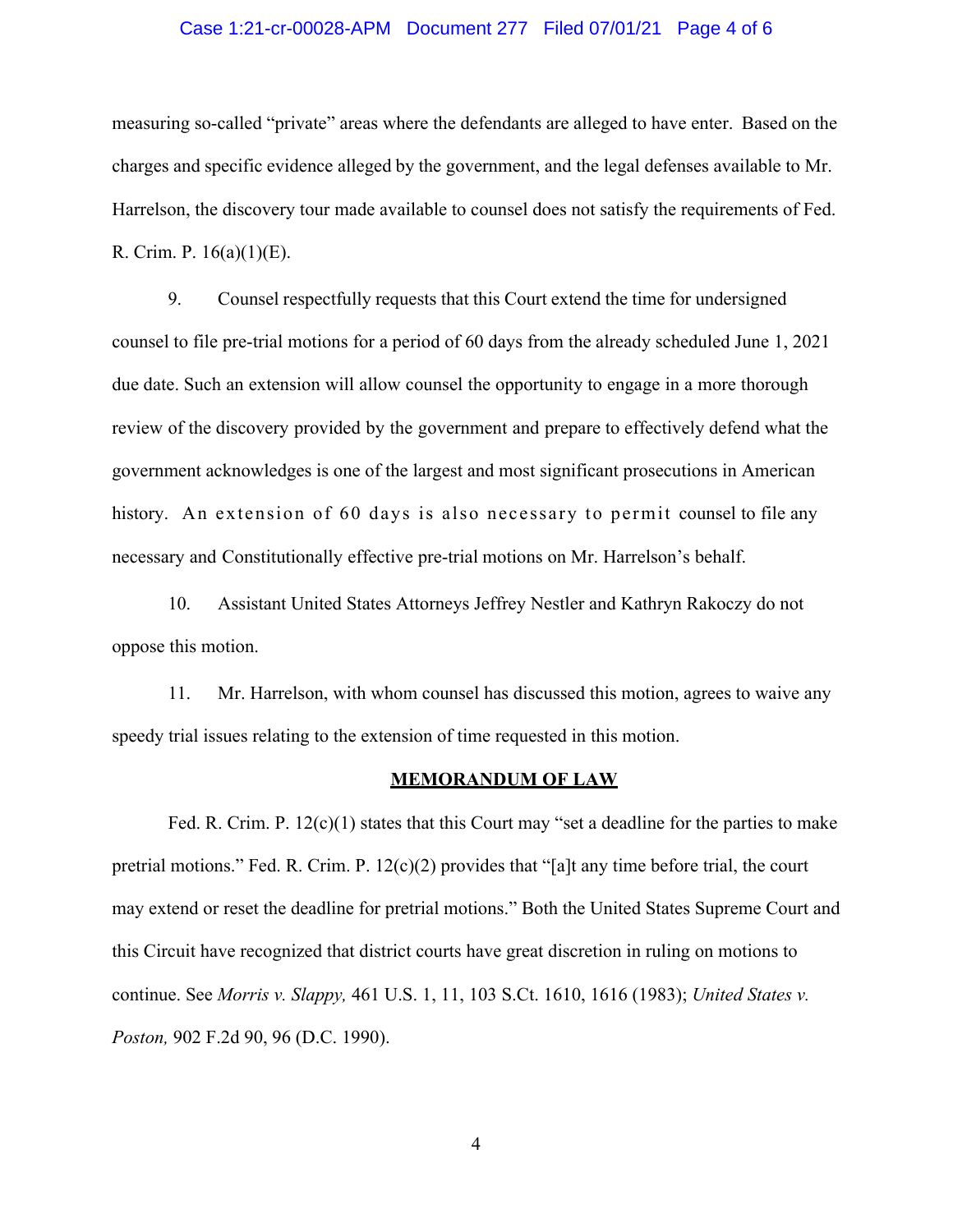measuring so-called "private" areas where the defendants are alleged to have enter. Based on the charges and specific evidence alleged by the government, and the legal defenses available to Mr. Harrelson, the discovery tour made available to counsel does not satisfy the requirements of Fed. R. Crim. P. 16(a)(1)(E).

9. Counsel respectfully requests that this Court extend the time for undersigned counsel to file pre-trial motions for a period of 60 days from the already scheduled June 1, 2021 due date. Such an extension will allow counsel the opportunity to engage in a more thorough review of the discovery provided by the government and prepare to effectively defend what the government acknowledges is one of the largest and most significant prosecutions in American history. An extension of 60 days is also necessary to permit counsel to file any necessary and Constitutionally effective pre-trial motions on Mr. Harrelson's behalf.

10. Assistant United States Attorneys Jeffrey Nestler and Kathryn Rakoczy do not oppose this motion.

11. Mr. Harrelson, with whom counsel has discussed this motion, agrees to waive any speedy trial issues relating to the extension of time requested in this motion.

## MEMORANDUM OF LAW

Fed. R. Crim. P. 12(c)(1) states that this Court may "set a deadline for the parties to make pretrial motions." Fed. R. Crim. P. 12(c)(2) provides that "[a]t any time before trial, the court may extend or reset the deadline for pretrial motions." Both the United States Supreme Court and this Circuit have recognized that district courts have great discretion in ruling on motions to continue. See *Morris v. Slappy,* 461 U.S. 1, 11, 103 S.Ct. 1610, 1616 (1983); *United States v. Poston,* 902 F.2d 90, 96 (D.C. 1990).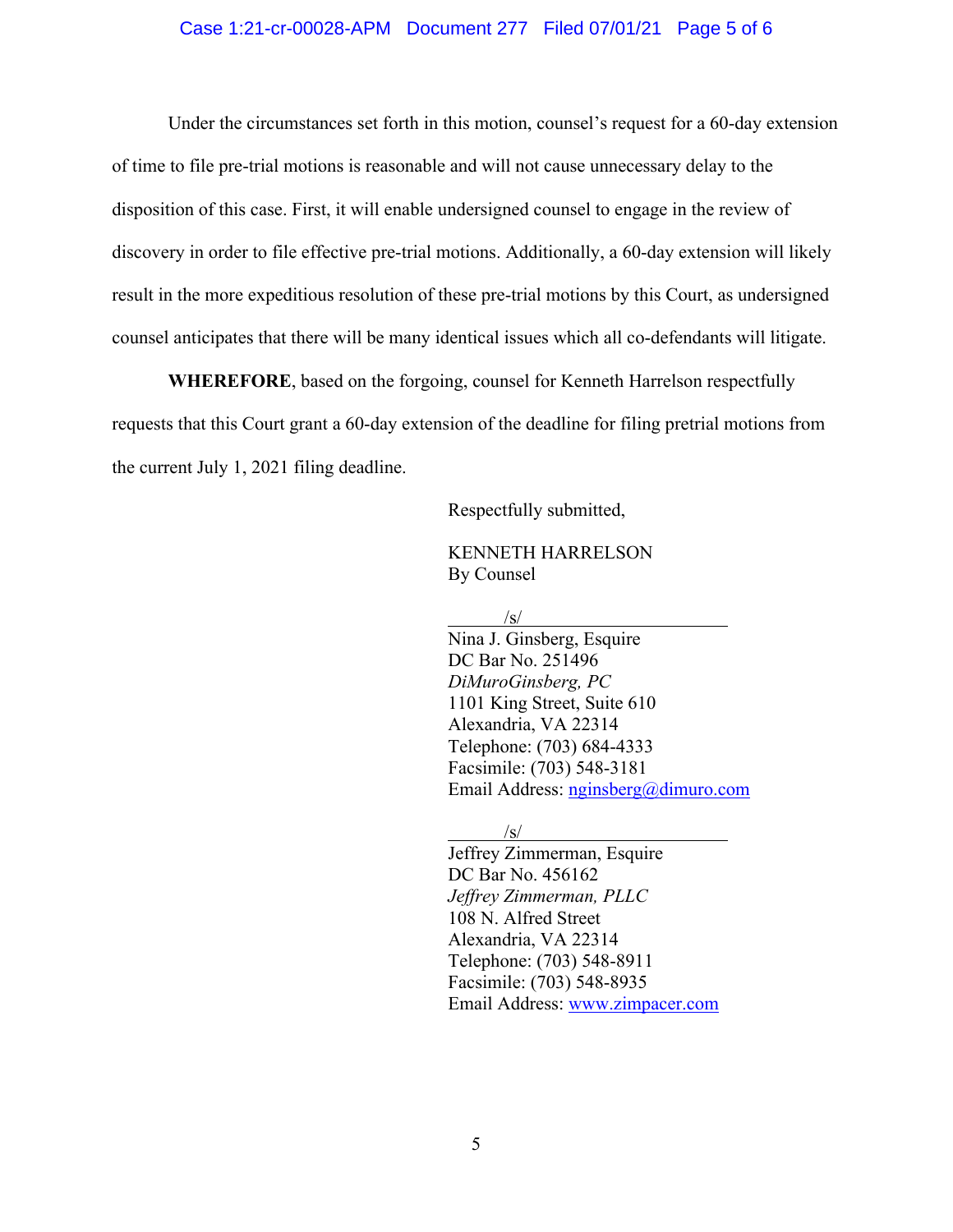Under the circumstances set forth in this motion, counsel's request for a 60-day extension of time to file pre-trial motions is reasonable and will not cause unnecessary delay to the disposition of this case. First, it will enable undersigned counsel to engage in the review of discovery in order to file effective pre-trial motions. Additionally, a 60-day extension will likely result in the more expeditious resolution of these pre-trial motions by this Court, as undersigned counsel anticipates that there will be many identical issues which all co-defendants will litigate.

**WHEREFORE**, based on the forgoing, counsel for Kenneth Harrelson respectfully requests that this Court grant a 60-day extension of the deadline for filing pretrial motions from the current July 1, 2021 filing deadline.

Respectfully submitted,

KENNETH HARRELSON
By Counsel

/s/
Nina J. Ginsberg, Esquire
DC Bar No. 251496
*DiMuroGinsberg, PC*
1101 King Street, Suite 610
Alexandria, VA 22314
Telephone: (703) 684-4333
Facsimile: (703) 548-3181
Email Address: nginsberg@dimuro.com

/s/
Jeffrey Zimmerman, Esquire
DC Bar No. 456162
*Jeffrey Zimmerman, PLLC*
108 N. Alfred Street
Alexandria, VA 22314
Telephone: (703) 548-8911
Facsimile: (703) 548-8935
Email Address: www.zimpacer.com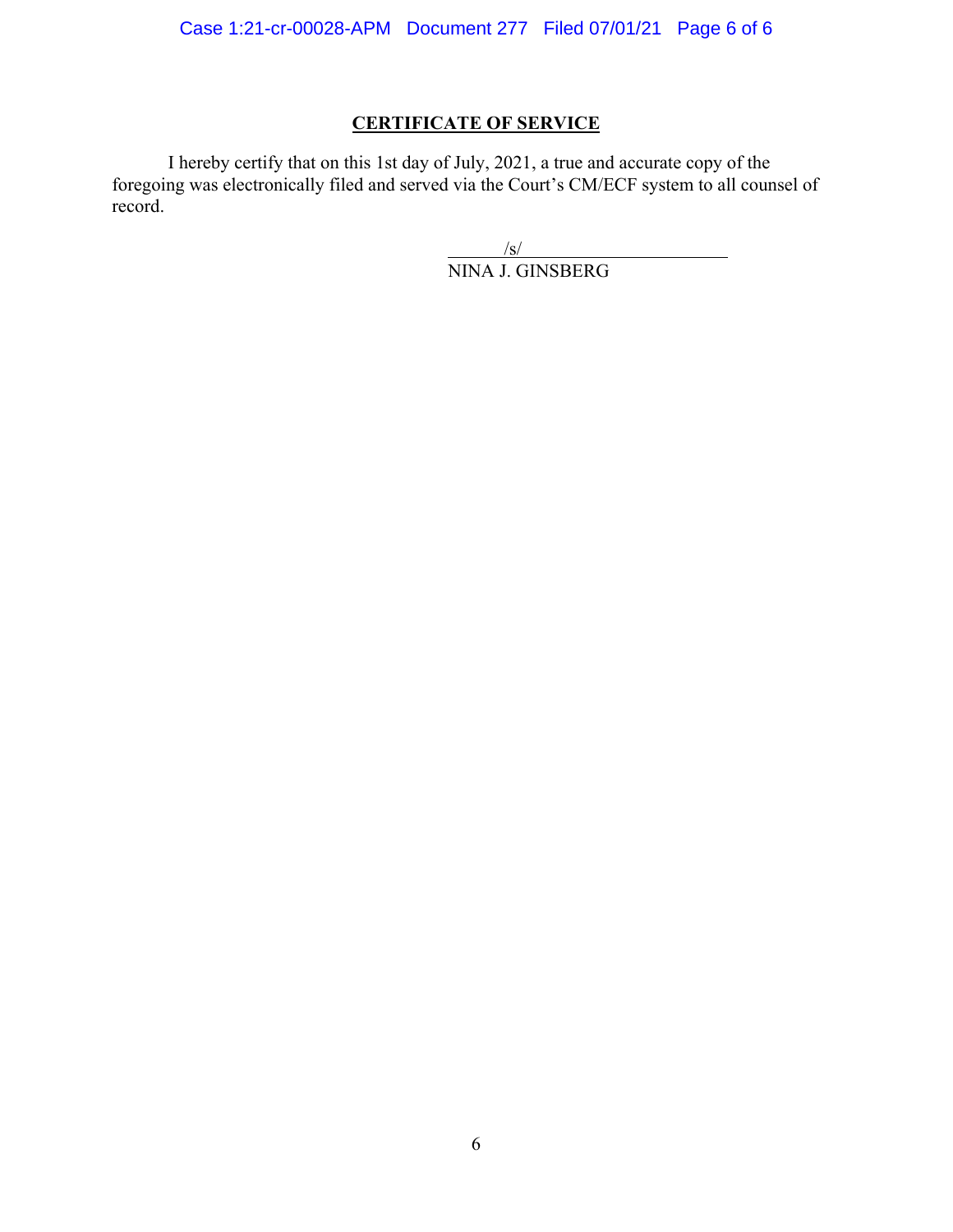## CERTIFICATE OF SERVICE

I hereby certify that on this 1st day of July, 2021, a true and accurate copy of the foregoing was electronically filed and served via the Court's CM/ECF system to all counsel of record.

/s/
NINA J. GINSBERG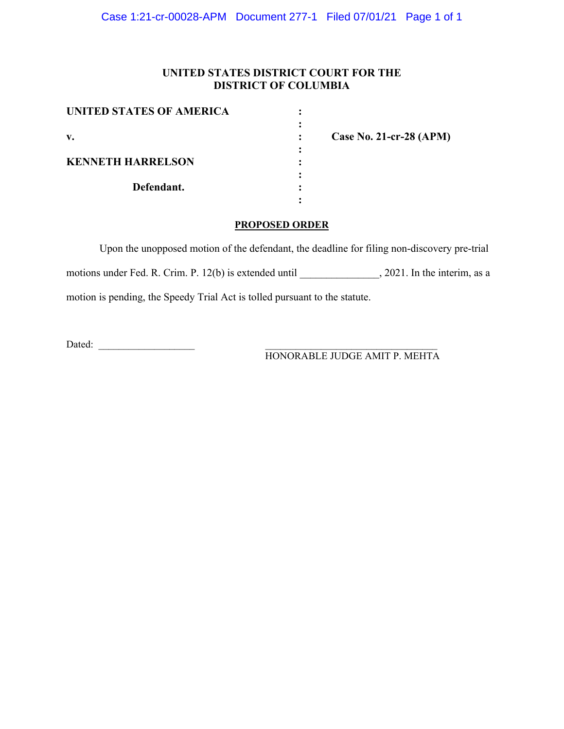**UNITED STATES DISTRICT COURT FOR THE**
**DISTRICT OF COLUMBIA**

| | | |
|---|---|---|
| **UNITED STATES OF AMERICA** | : | |
| | : | |
| **v.** | : | **Case No. 21-cr-28 (APM)** |
| | : | |
| **KENNETH HARRELSON** | : | |
| | : | |
| **Defendant.** | : | |
| | : | |

**PROPOSED ORDER**

Upon the unopposed motion of the defendant, the deadline for filing non-discovery pre-trial motions under Fed. R. Crim. P. 12(b) is extended until _______________, 2021. In the interim, as a motion is pending, the Speedy Trial Act is tolled pursuant to the statute.

Dated: ___________________

___________________________________
HONORABLE JUDGE AMIT P. MEHTA